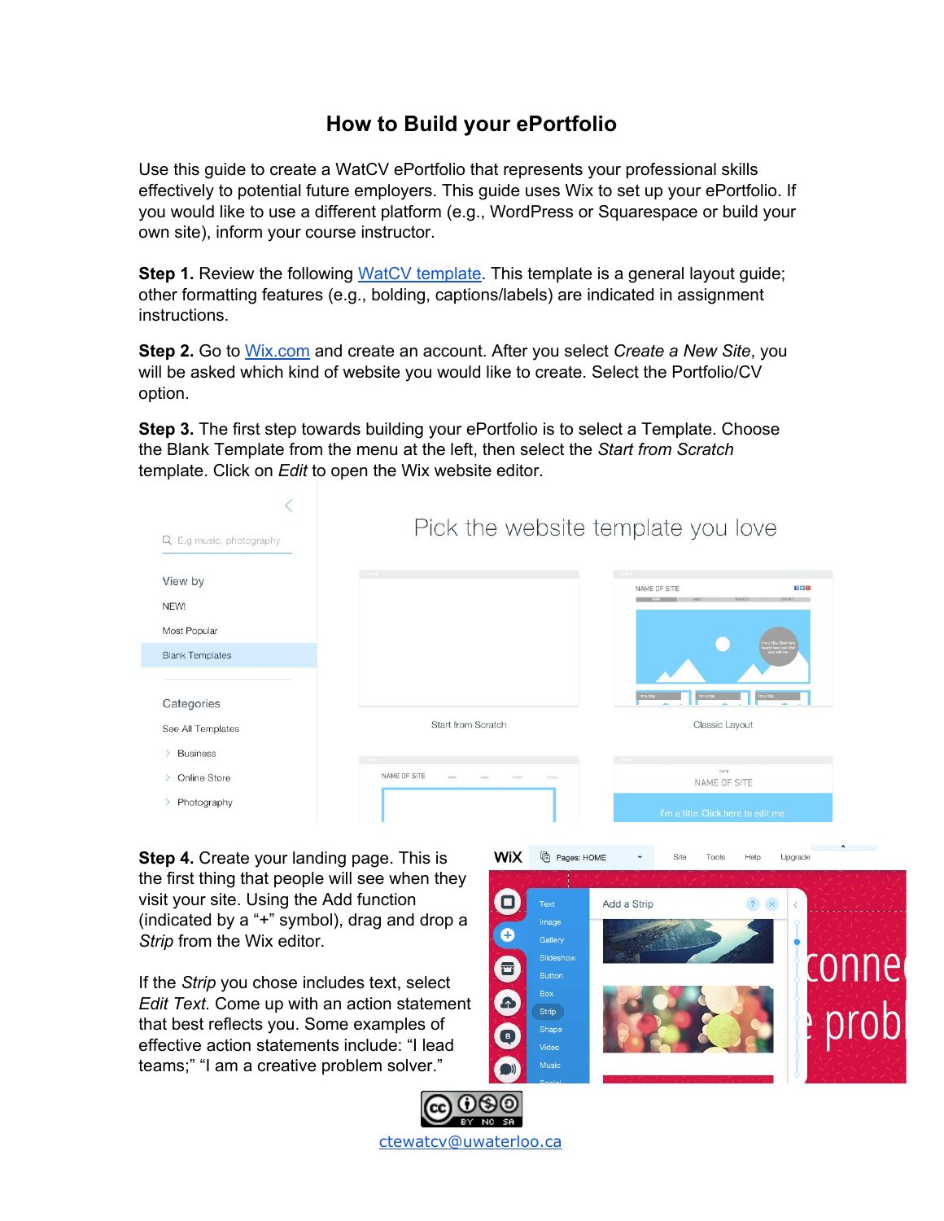# How to Build your ePortfolio

Use this guide to create a WatCV ePortfolio that represents your professional skills effectively to potential future employers. This guide uses Wix to set up your ePortfolio. If you would like to use a different platform (e.g., WordPress or Squarespace or build your own site), inform your course instructor.

**Step 1.** Review the following WatCV template. This template is a general layout guide; other formatting features (e.g., bolding, captions/labels) are indicated in assignment instructions.

**Step 2.** Go to Wix.com and create an account. After you select *Create a New Site*, you will be asked which kind of website you would like to create. Select the Portfolio/CV option.

**Step 3.** The first step towards building your ePortfolio is to select a Template. Choose the Blank Template from the menu at the left, then select the *Start from Scratch* template. Click on *Edit* to open the Wix website editor.

**Step 4.** Create your landing page. This is the first thing that people will see when they visit your site. Using the Add function (indicated by a "+" symbol), drag and drop a *Strip* from the Wix editor.

If the *Strip* you chose includes text, select *Edit Text.* Come up with an action statement that best reflects you. Some examples of effective action statements include: "I lead teams;" "I am a creative problem solver."

ctewatcv@uwaterloo.ca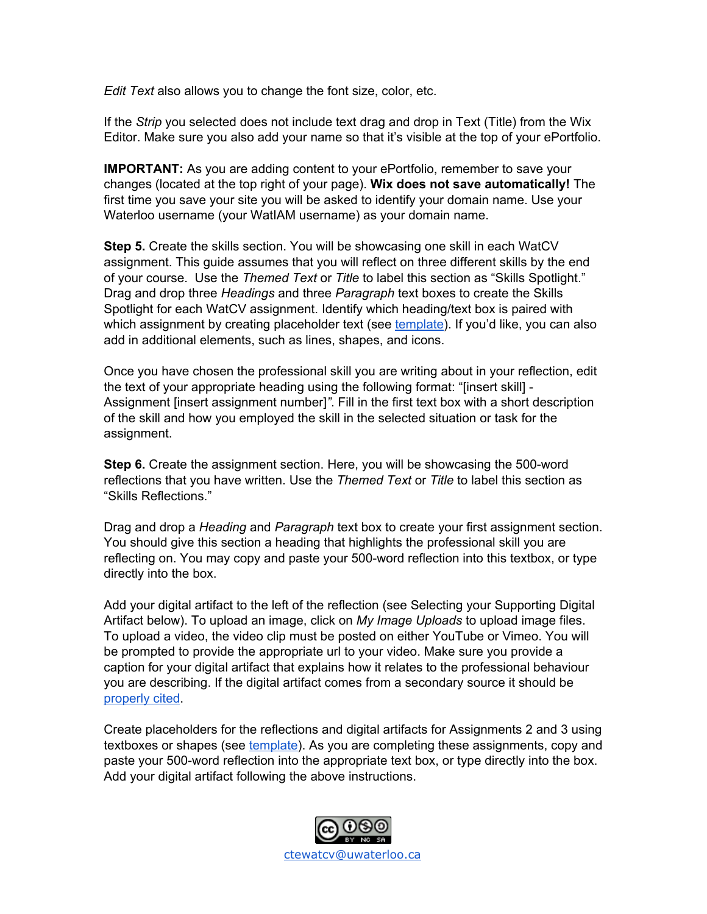*Edit Text* also allows you to change the font size, color, etc.

If the *Strip* you selected does not include text drag and drop in Text (Title) from the Wix Editor. Make sure you also add your name so that it's visible at the top of your ePortfolio.

**IMPORTANT:** As you are adding content to your ePortfolio, remember to save your changes (located at the top right of your page). **Wix does not save automatically!** The first time you save your site you will be asked to identify your domain name. Use your Waterloo username (your WatIAM username) as your domain name.

**Step 5.** Create the skills section. You will be showcasing one skill in each WatCV assignment. This guide assumes that you will reflect on three different skills by the end of your course. Use the *Themed Text* or *Title* to label this section as "Skills Spotlight." Drag and drop three *Headings* and three *Paragraph* text boxes to create the Skills Spotlight for each WatCV assignment. Identify which heading/text box is paired with which assignment by creating placeholder text (see template). If you'd like, you can also add in additional elements, such as lines, shapes, and icons.

Once you have chosen the professional skill you are writing about in your reflection, edit the text of your appropriate heading using the following format: "[insert skill] - Assignment [insert assignment number]". Fill in the first text box with a short description of the skill and how you employed the skill in the selected situation or task for the assignment.

**Step 6.** Create the assignment section. Here, you will be showcasing the 500-word reflections that you have written. Use the *Themed Text* or *Title* to label this section as "Skills Reflections."

Drag and drop a *Heading* and *Paragraph* text box to create your first assignment section. You should give this section a heading that highlights the professional skill you are reflecting on. You may copy and paste your 500-word reflection into this textbox, or type directly into the box.

Add your digital artifact to the left of the reflection (see Selecting your Supporting Digital Artifact below). To upload an image, click on *My Image Uploads* to upload image files. To upload a video, the video clip must be posted on either YouTube or Vimeo. You will be prompted to provide the appropriate url to your video. Make sure you provide a caption for your digital artifact that explains how it relates to the professional behaviour you are describing. If the digital artifact comes from a secondary source it should be properly cited.

Create placeholders for the reflections and digital artifacts for Assignments 2 and 3 using textboxes or shapes (see template). As you are completing these assignments, copy and paste your 500-word reflection into the appropriate text box, or type directly into the box. Add your digital artifact following the above instructions.

ctewatcv@uwaterloo.ca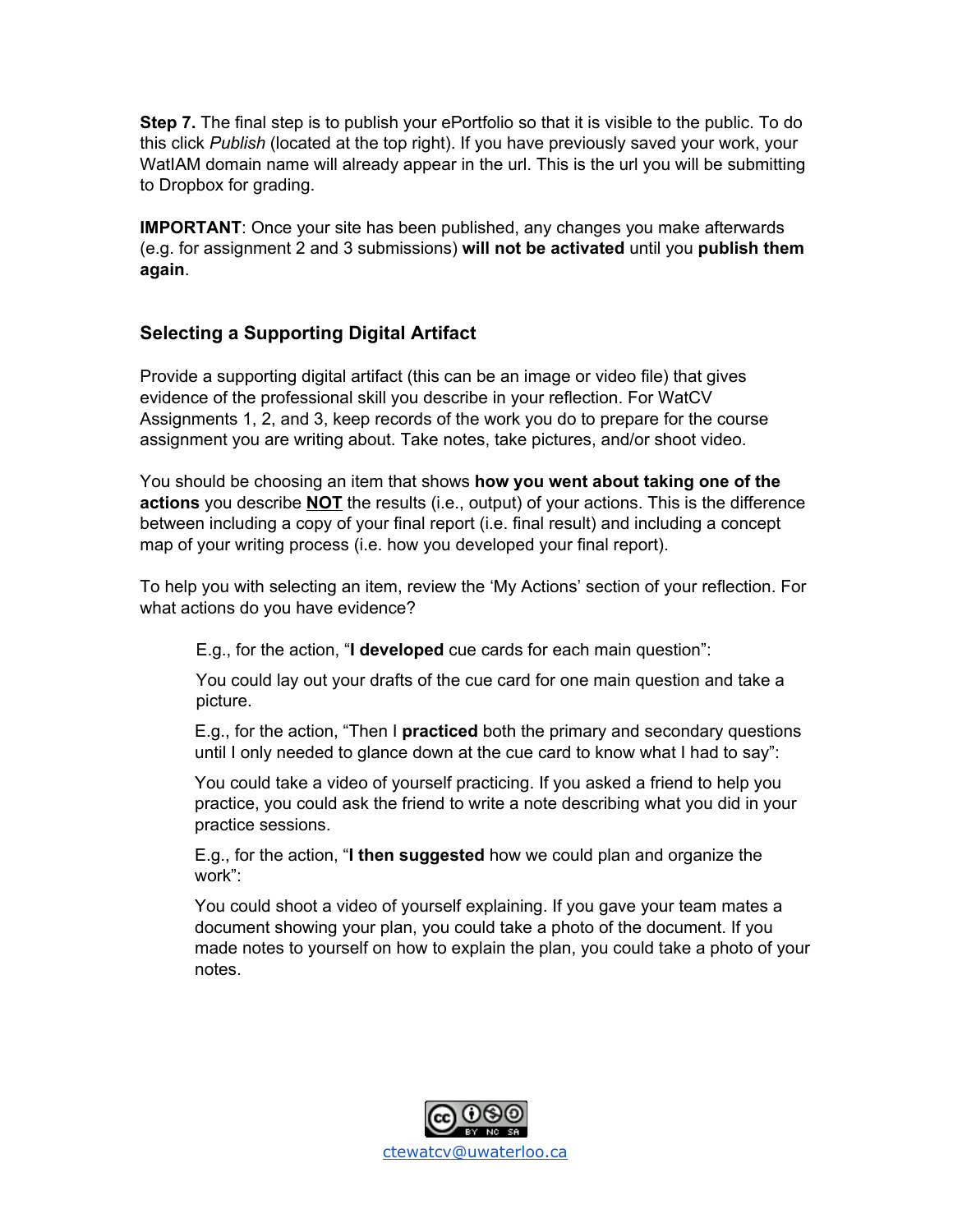**Step 7.** The final step is to publish your ePortfolio so that it is visible to the public. To do this click *Publish* (located at the top right). If you have previously saved your work, your WatIAM domain name will already appear in the url. This is the url you will be submitting to Dropbox for grading.

**IMPORTANT**: Once your site has been published, any changes you make afterwards (e.g. for assignment 2 and 3 submissions) **will not be activated** until you **publish them again**.

### Selecting a Supporting Digital Artifact

Provide a supporting digital artifact (this can be an image or video file) that gives evidence of the professional skill you describe in your reflection. For WatCV Assignments 1, 2, and 3, keep records of the work you do to prepare for the course assignment you are writing about. Take notes, take pictures, and/or shoot video.

You should be choosing an item that shows **how you went about taking one of the actions** you describe **NOT** the results (i.e., output) of your actions. This is the difference between including a copy of your final report (i.e. final result) and including a concept map of your writing process (i.e. how you developed your final report).

To help you with selecting an item, review the 'My Actions' section of your reflection. For what actions do you have evidence?

> E.g., for the action, "**I developed** cue cards for each main question":
>
> You could lay out your drafts of the cue card for one main question and take a picture.
>
> E.g., for the action, "Then I **practiced** both the primary and secondary questions until I only needed to glance down at the cue card to know what I had to say":
>
> You could take a video of yourself practicing. If you asked a friend to help you practice, you could ask the friend to write a note describing what you did in your practice sessions.
>
> E.g., for the action, "**I then suggested** how we could plan and organize the work":
>
> You could shoot a video of yourself explaining. If you gave your team mates a document showing your plan, you could take a photo of the document. If you made notes to yourself on how to explain the plan, you could take a photo of your notes.

ctewatcv@uwaterloo.ca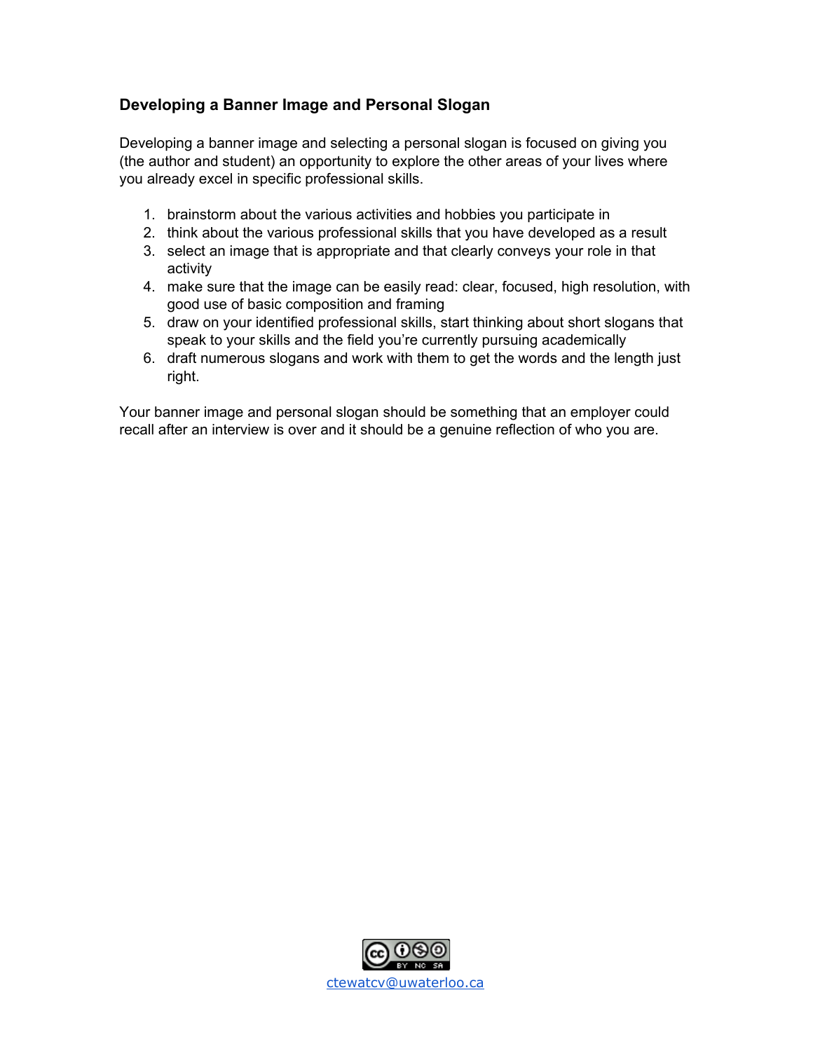### Developing a Banner Image and Personal Slogan

Developing a banner image and selecting a personal slogan is focused on giving you (the author and student) an opportunity to explore the other areas of your lives where you already excel in specific professional skills.

1. brainstorm about the various activities and hobbies you participate in
2. think about the various professional skills that you have developed as a result
3. select an image that is appropriate and that clearly conveys your role in that activity
4. make sure that the image can be easily read: clear, focused, high resolution, with good use of basic composition and framing
5. draw on your identified professional skills, start thinking about short slogans that speak to your skills and the field you're currently pursuing academically
6. draft numerous slogans and work with them to get the words and the length just right.

Your banner image and personal slogan should be something that an employer could recall after an interview is over and it should be a genuine reflection of who you are.

ctewatcv@uwaterloo.ca